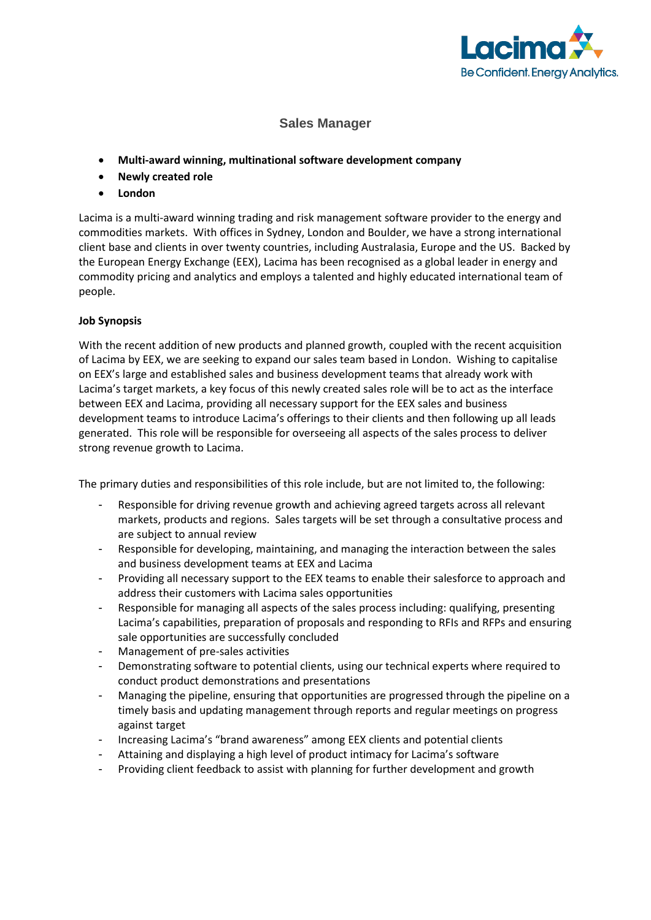# Sales Manager

- **Multi-award winning, multinational software development company**
- **Newly created role**
- **London**

Lacima is a multi-award winning trading and risk management software provider to the energy and commodities markets. With offices in Sydney, London and Boulder, we have a strong international client base and clients in over twenty countries, including Australasia, Europe and the US. Backed by the European Energy Exchange (EEX), Lacima has been recognised as a global leader in energy and commodity pricing and analytics and employs a talented and highly educated international team of people.

**Job Synopsis**

With the recent addition of new products and planned growth, coupled with the recent acquisition of Lacima by EEX, we are seeking to expand our sales team based in London. Wishing to capitalise on EEX's large and established sales and business development teams that already work with Lacima's target markets, a key focus of this newly created sales role will be to act as the interface between EEX and Lacima, providing all necessary support for the EEX sales and business development teams to introduce Lacima's offerings to their clients and then following up all leads generated. This role will be responsible for overseeing all aspects of the sales process to deliver strong revenue growth to Lacima.

The primary duties and responsibilities of this role include, but are not limited to, the following:

- Responsible for driving revenue growth and achieving agreed targets across all relevant markets, products and regions. Sales targets will be set through a consultative process and are subject to annual review
- Responsible for developing, maintaining, and managing the interaction between the sales and business development teams at EEX and Lacima
- Providing all necessary support to the EEX teams to enable their salesforce to approach and address their customers with Lacima sales opportunities
- Responsible for managing all aspects of the sales process including: qualifying, presenting Lacima's capabilities, preparation of proposals and responding to RFIs and RFPs and ensuring sale opportunities are successfully concluded
- Management of pre-sales activities
- Demonstrating software to potential clients, using our technical experts where required to conduct product demonstrations and presentations
- Managing the pipeline, ensuring that opportunities are progressed through the pipeline on a timely basis and updating management through reports and regular meetings on progress against target
- Increasing Lacima's "brand awareness" among EEX clients and potential clients
- Attaining and displaying a high level of product intimacy for Lacima's software
- Providing client feedback to assist with planning for further development and growth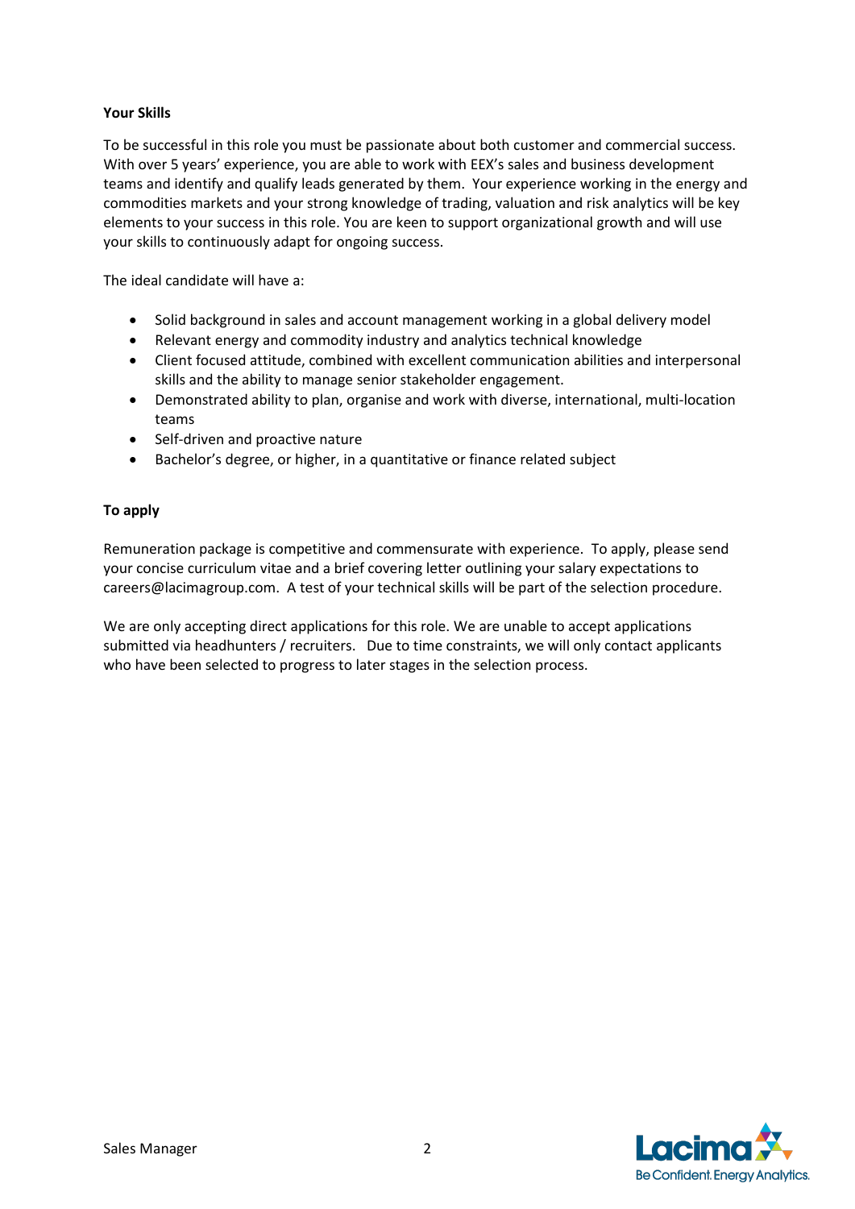**Your Skills**

To be successful in this role you must be passionate about both customer and commercial success. With over 5 years' experience, you are able to work with EEX's sales and business development teams and identify and qualify leads generated by them. Your experience working in the energy and commodities markets and your strong knowledge of trading, valuation and risk analytics will be key elements to your success in this role. You are keen to support organizational growth and will use your skills to continuously adapt for ongoing success.

The ideal candidate will have a:

- Solid background in sales and account management working in a global delivery model
- Relevant energy and commodity industry and analytics technical knowledge
- Client focused attitude, combined with excellent communication abilities and interpersonal skills and the ability to manage senior stakeholder engagement.
- Demonstrated ability to plan, organise and work with diverse, international, multi-location teams
- Self-driven and proactive nature
- Bachelor's degree, or higher, in a quantitative or finance related subject

**To apply**

Remuneration package is competitive and commensurate with experience. To apply, please send your concise curriculum vitae and a brief covering letter outlining your salary expectations to careers@lacimagroup.com. A test of your technical skills will be part of the selection procedure.

We are only accepting direct applications for this role. We are unable to accept applications submitted via headhunters / recruiters. Due to time constraints, we will only contact applicants who have been selected to progress to later stages in the selection process.